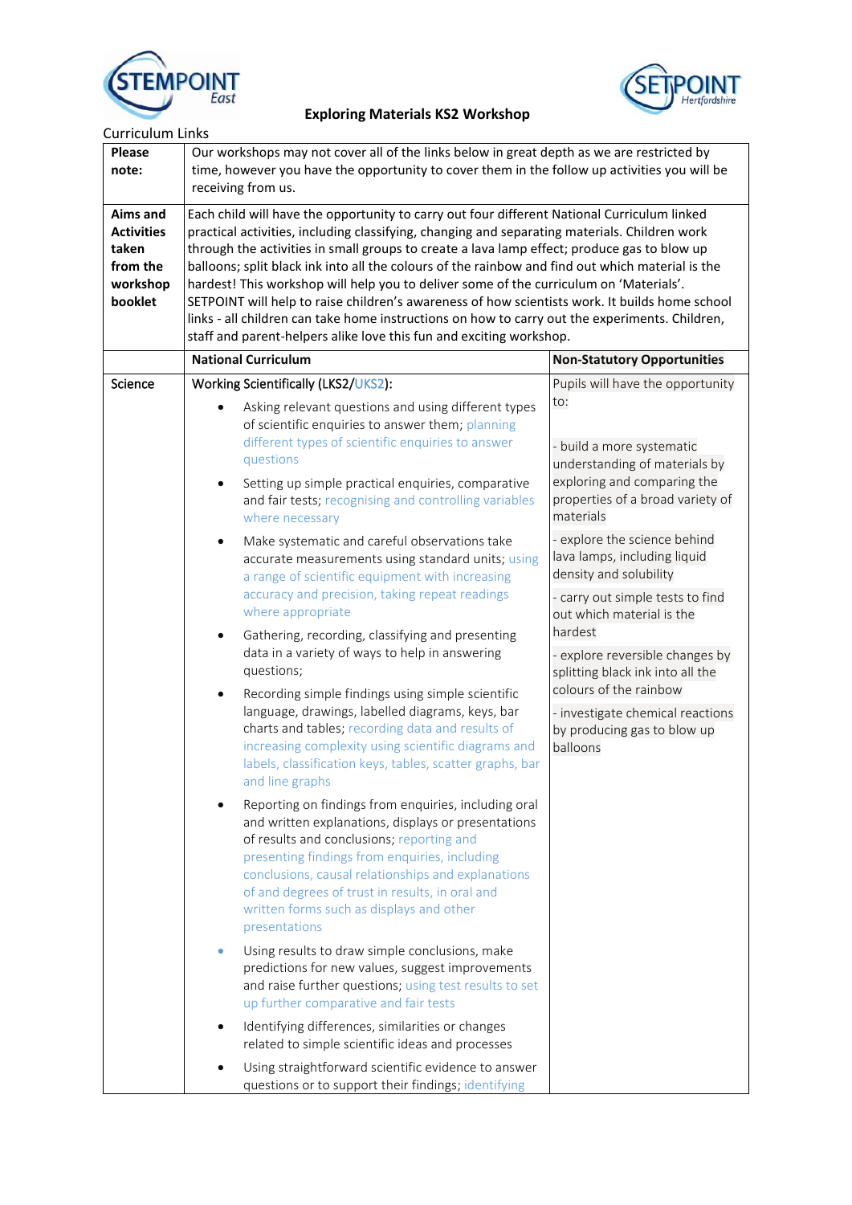# Exploring Materials KS2 Workshop

Curriculum Links

| | | |
|---|---|---|
| **Please note:** | Our workshops may not cover all of the links below in great depth as we are restricted by time, however you have the opportunity to cover them in the follow up activities you will be receiving from us. | |
| **Aims and Activities taken from the workshop booklet** | Each child will have the opportunity to carry out four different National Curriculum linked practical activities, including classifying, changing and separating materials. Children work through the activities in small groups to create a lava lamp effect; produce gas to blow up balloons; split black ink into all the colours of the rainbow and find out which material is the hardest! This workshop will help you to deliver some of the curriculum on 'Materials'. SETPOINT will help to raise children's awareness of how scientists work. It builds home school links - all children can take home instructions on how to carry out the experiments. Children, staff and parent-helpers alike love this fun and exciting workshop. | |
| | **National Curriculum** | **Non-Statutory Opportunities** |
| Science | Working Scientifically (LKS2/UKS2):<br>• Asking relevant questions and using different types of scientific enquiries to answer them; planning different types of scientific enquiries to answer questions<br>• Setting up simple practical enquiries, comparative and fair tests; recognising and controlling variables where necessary<br>• Make systematic and careful observations take accurate measurements using standard units; using a range of scientific equipment with increasing accuracy and precision, taking repeat readings where appropriate<br>• Gathering, recording, classifying and presenting data in a variety of ways to help in answering questions;<br>• Recording simple findings using simple scientific language, drawings, labelled diagrams, keys, bar charts and tables; recording data and results of increasing complexity using scientific diagrams and labels, classification keys, tables, scatter graphs, bar and line graphs<br>• Reporting on findings from enquiries, including oral and written explanations, displays or presentations of results and conclusions; reporting and presenting findings from enquiries, including conclusions, causal relationships and explanations of and degrees of trust in results, in oral and written forms such as displays and other presentations<br>• Using results to draw simple conclusions, make predictions for new values, suggest improvements and raise further questions; using test results to set up further comparative and fair tests<br>• Identifying differences, similarities or changes related to simple scientific ideas and processes<br>• Using straightforward scientific evidence to answer questions or to support their findings; identifying | Pupils will have the opportunity to:<br><br>- build a more systematic understanding of materials by exploring and comparing the properties of a broad variety of materials<br>- explore the science behind lava lamps, including liquid density and solubility<br>- carry out simple tests to find out which material is the hardest<br>- explore reversible changes by splitting black ink into all the colours of the rainbow<br>- investigate chemical reactions by producing gas to blow up balloons |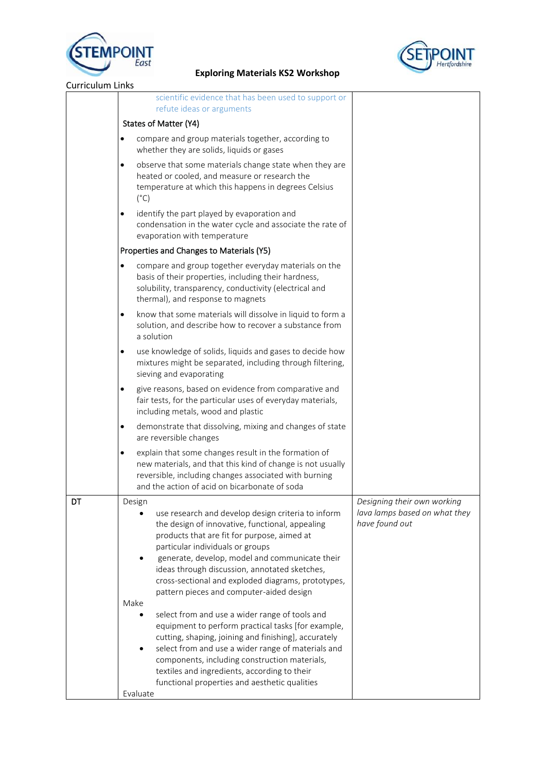## Exploring Materials KS2 Workshop

Curriculum Links

| | | |
|---|---|---|
| | scientific evidence that has been used to support or refute ideas or arguments<br><br>States of Matter (Y4)<br>• compare and group materials together, according to whether they are solids, liquids or gases<br>• observe that some materials change state when they are heated or cooled, and measure or research the temperature at which this happens in degrees Celsius (°C)<br>• identify the part played by evaporation and condensation in the water cycle and associate the rate of evaporation with temperature<br><br>Properties and Changes to Materials (Y5)<br>• compare and group together everyday materials on the basis of their properties, including their hardness, solubility, transparency, conductivity (electrical and thermal), and response to magnets<br>• know that some materials will dissolve in liquid to form a solution, and describe how to recover a substance from a solution<br>• use knowledge of solids, liquids and gases to decide how mixtures might be separated, including through filtering, sieving and evaporating<br>• give reasons, based on evidence from comparative and fair tests, for the particular uses of everyday materials, including metals, wood and plastic<br>• demonstrate that dissolving, mixing and changes of state are reversible changes<br>• explain that some changes result in the formation of new materials, and that this kind of change is not usually reversible, including changes associated with burning and the action of acid on bicarbonate of soda | |
| DT | Design<br>• use research and develop design criteria to inform the design of innovative, functional, appealing products that are fit for purpose, aimed at particular individuals or groups<br>• generate, develop, model and communicate their ideas through discussion, annotated sketches, cross-sectional and exploded diagrams, prototypes, pattern pieces and computer-aided design<br><br>Make<br>• select from and use a wider range of tools and equipment to perform practical tasks [for example, cutting, shaping, joining and finishing], accurately<br>• select from and use a wider range of materials and components, including construction materials, textiles and ingredients, according to their functional properties and aesthetic qualities<br><br>Evaluate | *Designing their own working lava lamps based on what they have found out* |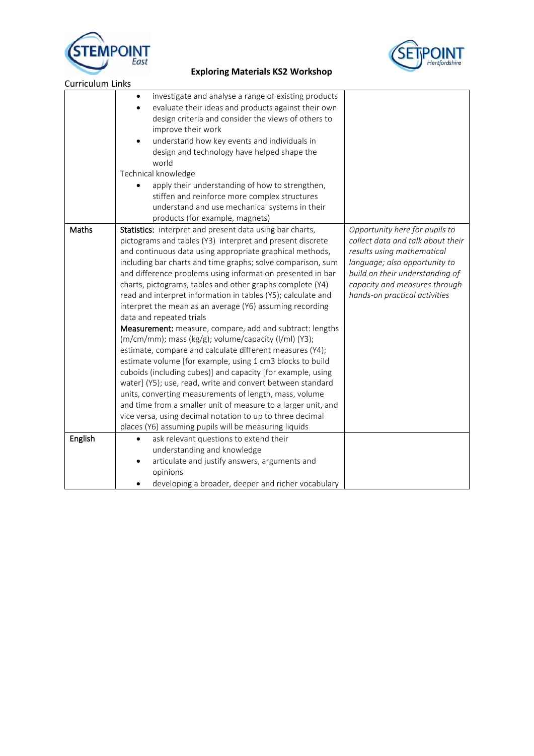**Exploring Materials KS2 Workshop**

Curriculum Links

| | | |
|---|---|---|
| | • investigate and analyse a range of existing products<br>• evaluate their ideas and products against their own design criteria and consider the views of others to improve their work<br>• understand how key events and individuals in design and technology have helped shape the world<br>Technical knowledge<br>• apply their understanding of how to strengthen, stiffen and reinforce more complex structures understand and use mechanical systems in their products (for example, magnets) | |
| Maths | **Statistics:** interpret and present data using bar charts, pictograms and tables (Y3) interpret and present discrete and continuous data using appropriate graphical methods, including bar charts and time graphs; solve comparison, sum and difference problems using information presented in bar charts, pictograms, tables and other graphs complete (Y4) read and interpret information in tables (Y5); calculate and interpret the mean as an average (Y6) assuming recording data and repeated trials<br>**Measurement:** measure, compare, add and subtract: lengths (m/cm/mm); mass (kg/g); volume/capacity (l/ml) (Y3); estimate, compare and calculate different measures (Y4); estimate volume [for example, using 1 cm3 blocks to build cuboids (including cubes)] and capacity [for example, using water] (Y5); use, read, write and convert between standard units, converting measurements of length, mass, volume and time from a smaller unit of measure to a larger unit, and vice versa, using decimal notation to up to three decimal places (Y6) assuming pupils will be measuring liquids | *Opportunity here for pupils to collect data and talk about their results using mathematical language; also opportunity to build on their understanding of capacity and measures through hands-on practical activities* |
| English | • ask relevant questions to extend their understanding and knowledge<br>• articulate and justify answers, arguments and opinions<br>• developing a broader, deeper and richer vocabulary | |